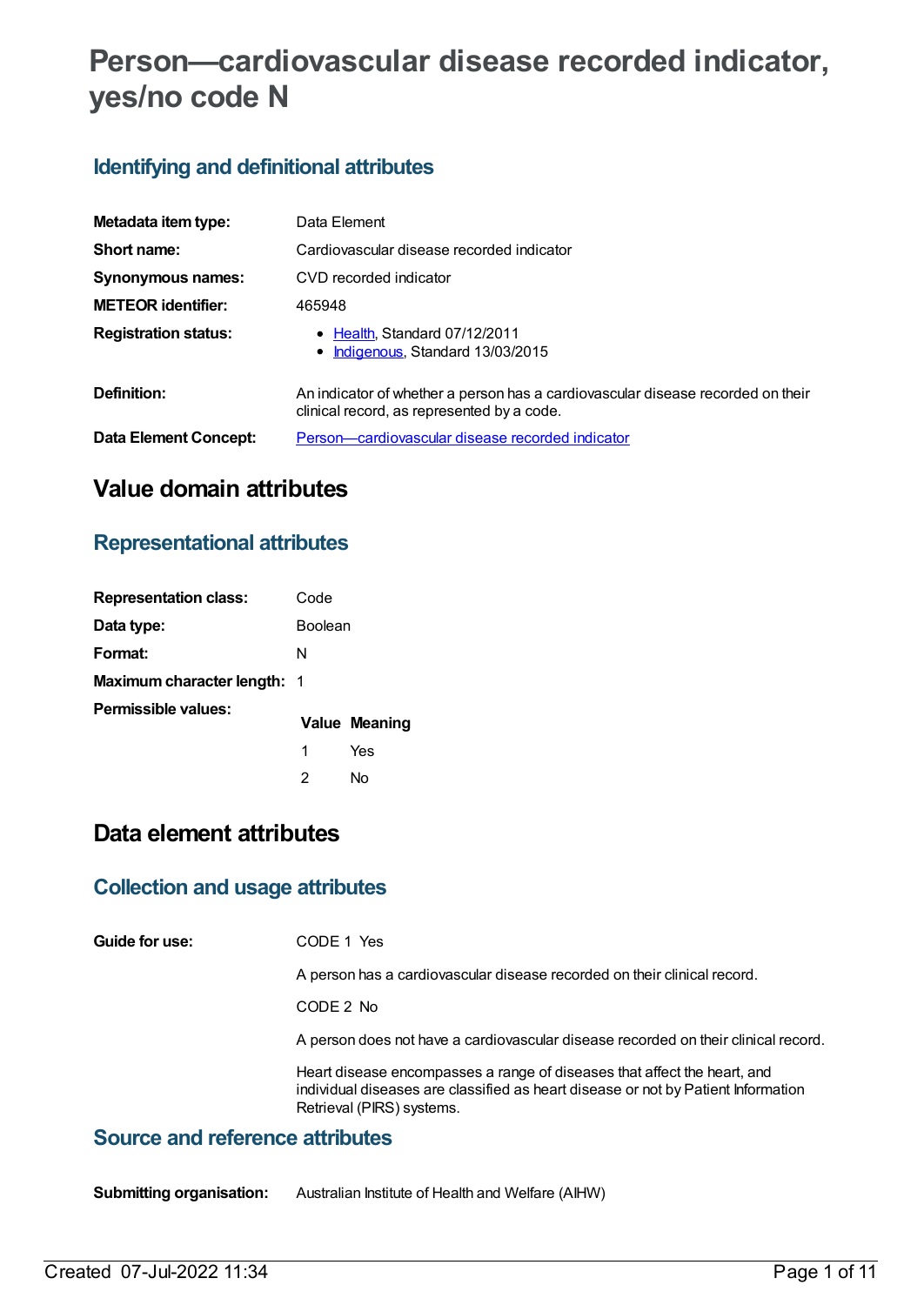# Person—cardiovascular disease recorded indicator, yes/no code N

## Identifying and definitional attributes

| | |
|---|---|
| **Metadata item type:** | Data Element |
| **Short name:** | Cardiovascular disease recorded indicator |
| **Synonymous names:** | CVD recorded indicator |
| **METEOR identifier:** | 465948 |
| **Registration status:** | • Health, Standard 07/12/2011<br>• Indigenous, Standard 13/03/2015 |
| **Definition:** | An indicator of whether a person has a cardiovascular disease recorded on their clinical record, as represented by a code. |
| **Data Element Concept:** | Person—cardiovascular disease recorded indicator |

# Value domain attributes

## Representational attributes

| | |
|---|---|
| **Representation class:** | Code |
| **Data type:** | Boolean |
| **Format:** | N |
| **Maximum character length:** | 1 |

**Permissible values:**

| Value | Meaning |
|---|---|
| 1 | Yes |
| 2 | No |

# Data element attributes

## Collection and usage attributes

**Guide for use:**

CODE 1 Yes

A person has a cardiovascular disease recorded on their clinical record.

CODE 2 No

A person does not have a cardiovascular disease recorded on their clinical record.

Heart disease encompasses a range of diseases that affect the heart, and individual diseases are classified as heart disease or not by Patient Information Retrieval (PIRS) systems.

## Source and reference attributes

**Submitting organisation:** Australian Institute of Health and Welfare (AIHW)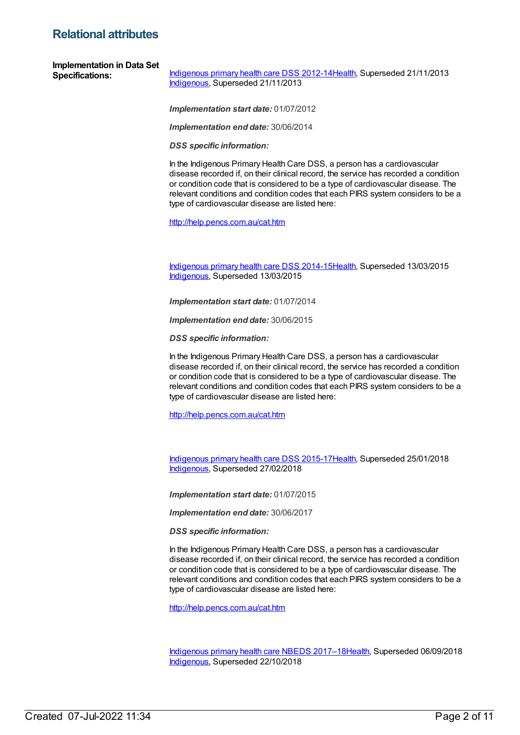## Relational attributes

**Implementation in Data Set Specifications:**

Indigenous primary health care DSS 2012-14Health, Superseded 21/11/2013
Indigenous, Superseded 21/11/2013

***Implementation start date:*** 01/07/2012

***Implementation end date:*** 30/06/2014

***DSS specific information:***

In the Indigenous Primary Health Care DSS, a person has a cardiovascular disease recorded if, on their clinical record, the service has recorded a condition or condition code that is considered to be a type of cardiovascular disease. The relevant conditions and condition codes that each PIRS system considers to be a type of cardiovascular disease are listed here:

http://help.pencs.com.au/cat.htm

Indigenous primary health care DSS 2014-15Health, Superseded 13/03/2015
Indigenous, Superseded 13/03/2015

***Implementation start date:*** 01/07/2014

***Implementation end date:*** 30/06/2015

***DSS specific information:***

In the Indigenous Primary Health Care DSS, a person has a cardiovascular disease recorded if, on their clinical record, the service has recorded a condition or condition code that is considered to be a type of cardiovascular disease. The relevant conditions and condition codes that each PIRS system considers to be a type of cardiovascular disease are listed here:

http://help.pencs.com.au/cat.htm

Indigenous primary health care DSS 2015-17Health, Superseded 25/01/2018
Indigenous, Superseded 27/02/2018

***Implementation start date:*** 01/07/2015

***Implementation end date:*** 30/06/2017

***DSS specific information:***

In the Indigenous Primary Health Care DSS, a person has a cardiovascular disease recorded if, on their clinical record, the service has recorded a condition or condition code that is considered to be a type of cardiovascular disease. The relevant conditions and condition codes that each PIRS system considers to be a type of cardiovascular disease are listed here:

http://help.pencs.com.au/cat.htm

Indigenous primary health care NBEDS 2017–18Health, Superseded 06/09/2018
Indigenous, Superseded 22/10/2018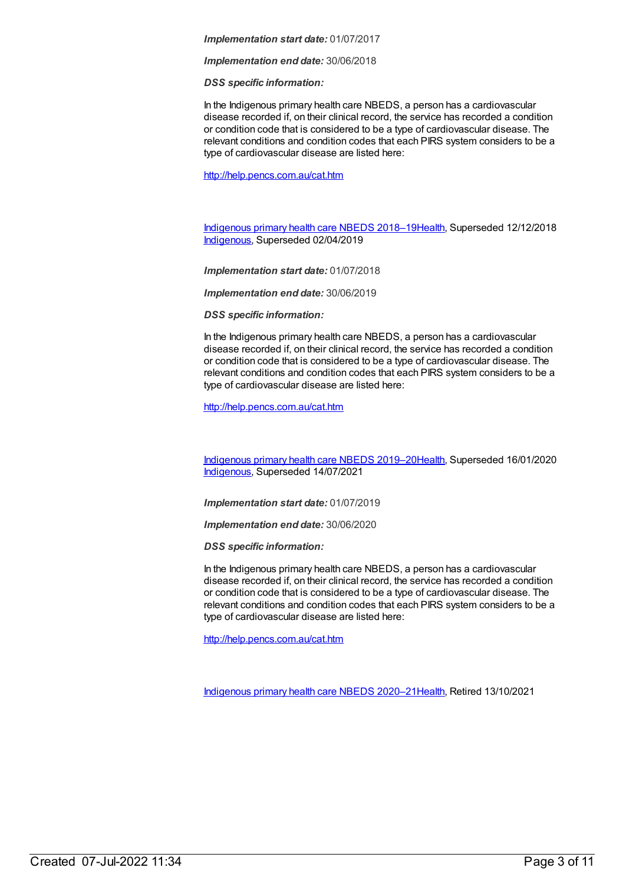***Implementation start date:*** 01/07/2017

***Implementation end date:*** 30/06/2018

***DSS specific information:***

In the Indigenous primary health care NBEDS, a person has a cardiovascular disease recorded if, on their clinical record, the service has recorded a condition or condition code that is considered to be a type of cardiovascular disease. The relevant conditions and condition codes that each PIRS system considers to be a type of cardiovascular disease are listed here:

http://help.pencs.com.au/cat.htm

Indigenous primary health care NBEDS 2018–19Health, Superseded 12/12/2018
Indigenous, Superseded 02/04/2019

***Implementation start date:*** 01/07/2018

***Implementation end date:*** 30/06/2019

***DSS specific information:***

In the Indigenous primary health care NBEDS, a person has a cardiovascular disease recorded if, on their clinical record, the service has recorded a condition or condition code that is considered to be a type of cardiovascular disease. The relevant conditions and condition codes that each PIRS system considers to be a type of cardiovascular disease are listed here:

http://help.pencs.com.au/cat.htm

Indigenous primary health care NBEDS 2019–20Health, Superseded 16/01/2020
Indigenous, Superseded 14/07/2021

***Implementation start date:*** 01/07/2019

***Implementation end date:*** 30/06/2020

***DSS specific information:***

In the Indigenous primary health care NBEDS, a person has a cardiovascular disease recorded if, on their clinical record, the service has recorded a condition or condition code that is considered to be a type of cardiovascular disease. The relevant conditions and condition codes that each PIRS system considers to be a type of cardiovascular disease are listed here:

http://help.pencs.com.au/cat.htm

Indigenous primary health care NBEDS 2020–21Health, Retired 13/10/2021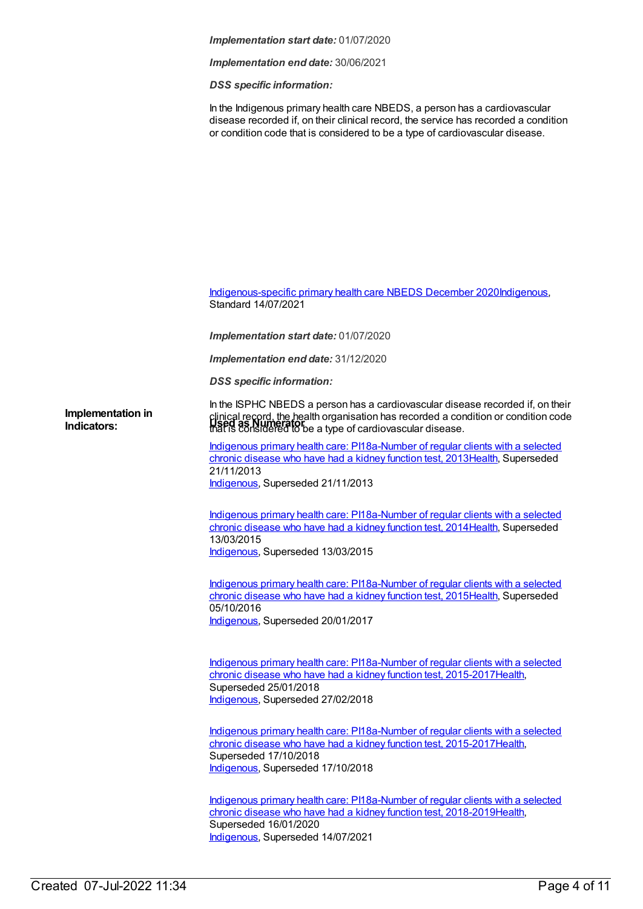***Implementation start date:*** 01/07/2020

***Implementation end date:*** 30/06/2021

***DSS specific information:***

In the Indigenous primary health care NBEDS, a person has a cardiovascular disease recorded if, on their clinical record, the service has recorded a condition or condition code that is considered to be a type of cardiovascular disease.

Indigenous-specific primary health care NBEDS December 2020Indigenous, Standard 14/07/2021

***Implementation start date:*** 01/07/2020

***Implementation end date:*** 31/12/2020

***DSS specific information:***

In the ISPHC NBEDS a person has a cardiovascular disease recorded if, on their clinical record, the health organisation has recorded a condition or condition code that is considered to be a type of cardiovascular disease.

**Implementation in Indicators:**

**Used as Numerator**

Indigenous primary health care: PI18a-Number of regular clients with a selected chronic disease who have had a kidney function test, 2013Health, Superseded 21/11/2013
Indigenous, Superseded 21/11/2013

Indigenous primary health care: PI18a-Number of regular clients with a selected chronic disease who have had a kidney function test, 2014Health, Superseded 13/03/2015
Indigenous, Superseded 13/03/2015

Indigenous primary health care: PI18a-Number of regular clients with a selected chronic disease who have had a kidney function test, 2015Health, Superseded 05/10/2016
Indigenous, Superseded 20/01/2017

Indigenous primary health care: PI18a-Number of regular clients with a selected chronic disease who have had a kidney function test, 2015-2017Health, Superseded 25/01/2018
Indigenous, Superseded 27/02/2018

Indigenous primary health care: PI18a-Number of regular clients with a selected chronic disease who have had a kidney function test, 2015-2017Health, Superseded 17/10/2018
Indigenous, Superseded 17/10/2018

Indigenous primary health care: PI18a-Number of regular clients with a selected chronic disease who have had a kidney function test, 2018-2019Health, Superseded 16/01/2020
Indigenous, Superseded 14/07/2021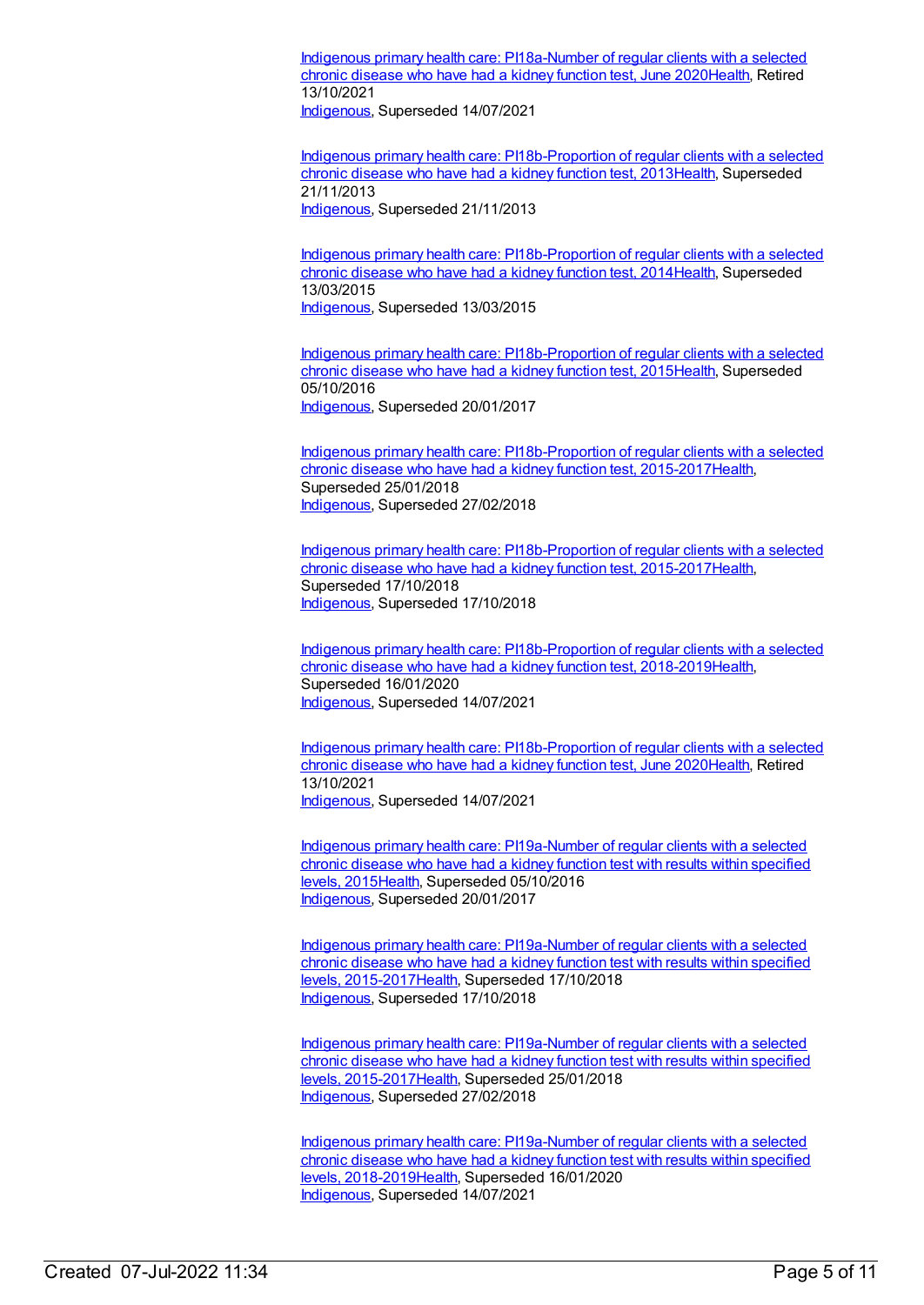[Indigenous primary health care: PI18a-Number of regular clients with a selected chronic disease who have had a kidney function test, June 2020Health], Retired 13/10/2021
[Indigenous], Superseded 14/07/2021

[Indigenous primary health care: PI18b-Proportion of regular clients with a selected chronic disease who have had a kidney function test, 2013Health], Superseded 21/11/2013
[Indigenous], Superseded 21/11/2013

[Indigenous primary health care: PI18b-Proportion of regular clients with a selected chronic disease who have had a kidney function test, 2014Health], Superseded 13/03/2015
[Indigenous], Superseded 13/03/2015

[Indigenous primary health care: PI18b-Proportion of regular clients with a selected chronic disease who have had a kidney function test, 2015Health], Superseded 05/10/2016
[Indigenous], Superseded 20/01/2017

[Indigenous primary health care: PI18b-Proportion of regular clients with a selected chronic disease who have had a kidney function test, 2015-2017Health], Superseded 25/01/2018
[Indigenous], Superseded 27/02/2018

[Indigenous primary health care: PI18b-Proportion of regular clients with a selected chronic disease who have had a kidney function test, 2015-2017Health], Superseded 17/10/2018
[Indigenous], Superseded 17/10/2018

[Indigenous primary health care: PI18b-Proportion of regular clients with a selected chronic disease who have had a kidney function test, 2018-2019Health], Superseded 16/01/2020
[Indigenous], Superseded 14/07/2021

[Indigenous primary health care: PI18b-Proportion of regular clients with a selected chronic disease who have had a kidney function test, June 2020Health], Retired 13/10/2021
[Indigenous], Superseded 14/07/2021

[Indigenous primary health care: PI19a-Number of regular clients with a selected chronic disease who have had a kidney function test with results within specified levels, 2015Health], Superseded 05/10/2016
[Indigenous], Superseded 20/01/2017

[Indigenous primary health care: PI19a-Number of regular clients with a selected chronic disease who have had a kidney function test with results within specified levels, 2015-2017Health], Superseded 17/10/2018
[Indigenous], Superseded 17/10/2018

[Indigenous primary health care: PI19a-Number of regular clients with a selected chronic disease who have had a kidney function test with results within specified levels, 2015-2017Health], Superseded 25/01/2018
[Indigenous], Superseded 27/02/2018

[Indigenous primary health care: PI19a-Number of regular clients with a selected chronic disease who have had a kidney function test with results within specified levels, 2018-2019Health], Superseded 16/01/2020
[Indigenous], Superseded 14/07/2021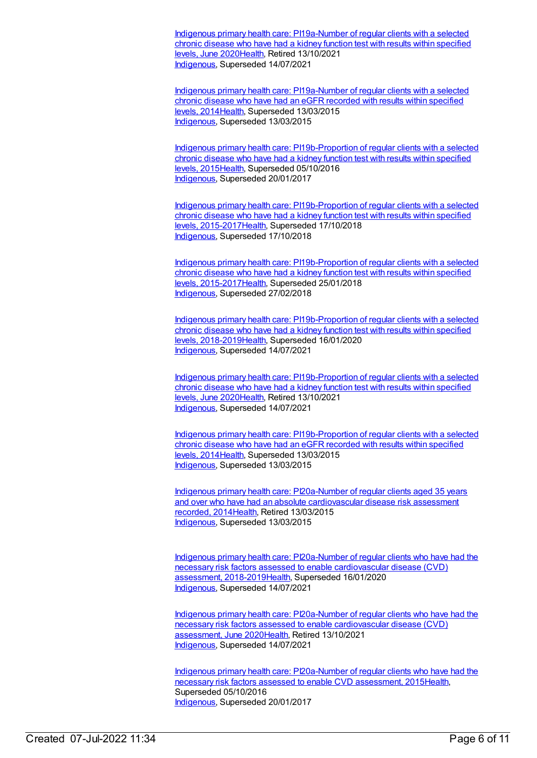Indigenous primary health care: PI19a-Number of regular clients with a selected chronic disease who have had a kidney function test with results within specified levels, June 2020Health, Retired 13/10/2021
Indigenous, Superseded 14/07/2021

Indigenous primary health care: PI19a-Number of regular clients with a selected chronic disease who have had an eGFR recorded with results within specified levels, 2014Health, Superseded 13/03/2015
Indigenous, Superseded 13/03/2015

Indigenous primary health care: PI19b-Proportion of regular clients with a selected chronic disease who have had a kidney function test with results within specified levels, 2015Health, Superseded 05/10/2016
Indigenous, Superseded 20/01/2017

Indigenous primary health care: PI19b-Proportion of regular clients with a selected chronic disease who have had a kidney function test with results within specified levels, 2015-2017Health, Superseded 17/10/2018
Indigenous, Superseded 17/10/2018

Indigenous primary health care: PI19b-Proportion of regular clients with a selected chronic disease who have had a kidney function test with results within specified levels, 2015-2017Health, Superseded 25/01/2018
Indigenous, Superseded 27/02/2018

Indigenous primary health care: PI19b-Proportion of regular clients with a selected chronic disease who have had a kidney function test with results within specified levels, 2018-2019Health, Superseded 16/01/2020
Indigenous, Superseded 14/07/2021

Indigenous primary health care: PI19b-Proportion of regular clients with a selected chronic disease who have had a kidney function test with results within specified levels, June 2020Health, Retired 13/10/2021
Indigenous, Superseded 14/07/2021

Indigenous primary health care: PI19b-Proportion of regular clients with a selected chronic disease who have had an eGFR recorded with results within specified levels, 2014Health, Superseded 13/03/2015
Indigenous, Superseded 13/03/2015

Indigenous primary health care: PI20a-Number of regular clients aged 35 years and over who have had an absolute cardiovascular disease risk assessment recorded, 2014Health, Retired 13/03/2015
Indigenous, Superseded 13/03/2015

Indigenous primary health care: PI20a-Number of regular clients who have had the necessary risk factors assessed to enable cardiovascular disease (CVD) assessment, 2018-2019Health, Superseded 16/01/2020
Indigenous, Superseded 14/07/2021

Indigenous primary health care: PI20a-Number of regular clients who have had the necessary risk factors assessed to enable cardiovascular disease (CVD) assessment, June 2020Health, Retired 13/10/2021
Indigenous, Superseded 14/07/2021

Indigenous primary health care: PI20a-Number of regular clients who have had the necessary risk factors assessed to enable CVD assessment, 2015Health, Superseded 05/10/2016
Indigenous, Superseded 20/01/2017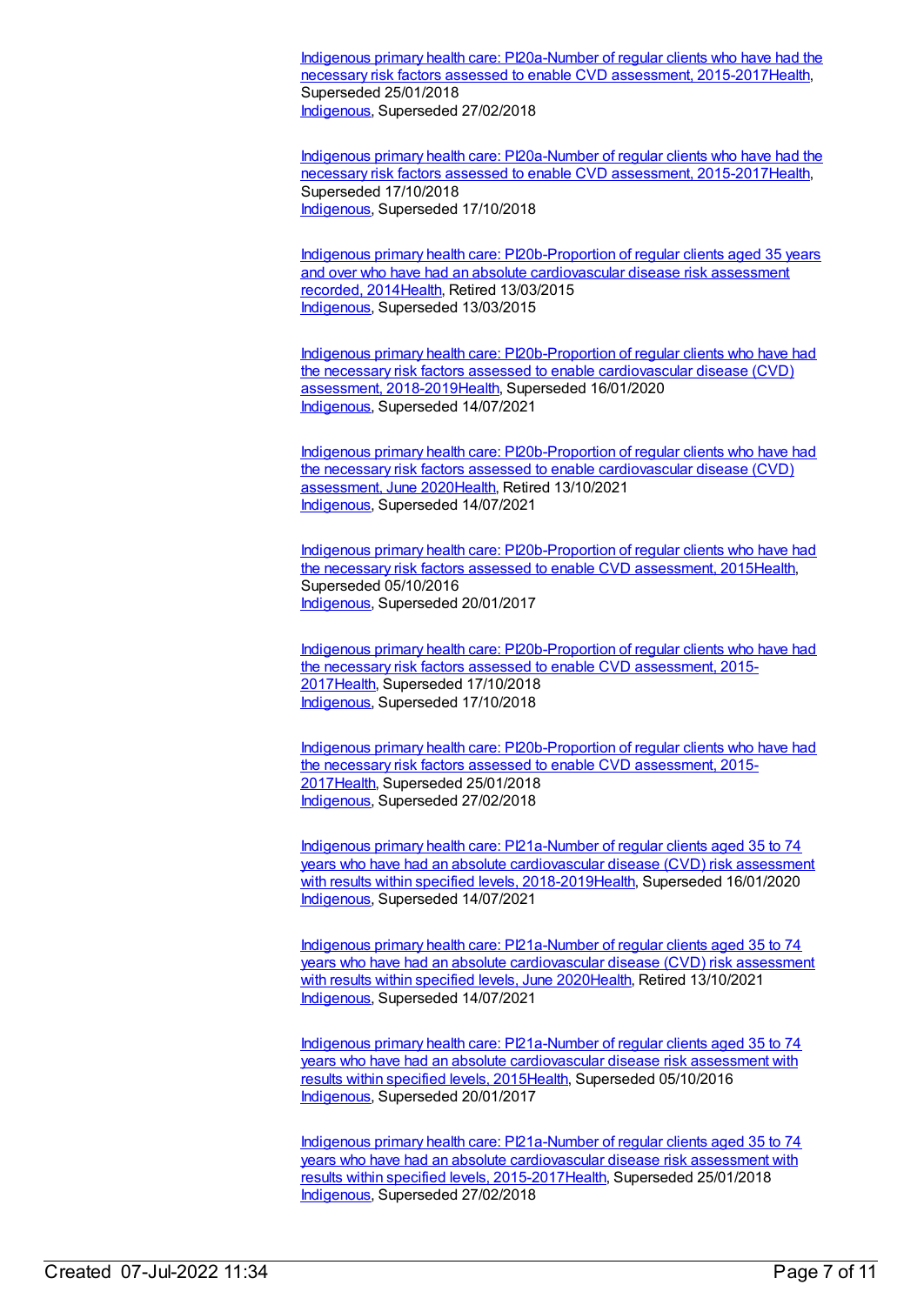Indigenous primary health care: PI20a-Number of regular clients who have had the necessary risk factors assessed to enable CVD assessment, 2015-2017Health, Superseded 25/01/2018
Indigenous, Superseded 27/02/2018

Indigenous primary health care: PI20a-Number of regular clients who have had the necessary risk factors assessed to enable CVD assessment, 2015-2017Health, Superseded 17/10/2018
Indigenous, Superseded 17/10/2018

Indigenous primary health care: PI20b-Proportion of regular clients aged 35 years and over who have had an absolute cardiovascular disease risk assessment recorded, 2014Health, Retired 13/03/2015
Indigenous, Superseded 13/03/2015

Indigenous primary health care: PI20b-Proportion of regular clients who have had the necessary risk factors assessed to enable cardiovascular disease (CVD) assessment, 2018-2019Health, Superseded 16/01/2020
Indigenous, Superseded 14/07/2021

Indigenous primary health care: PI20b-Proportion of regular clients who have had the necessary risk factors assessed to enable cardiovascular disease (CVD) assessment, June 2020Health, Retired 13/10/2021
Indigenous, Superseded 14/07/2021

Indigenous primary health care: PI20b-Proportion of regular clients who have had the necessary risk factors assessed to enable CVD assessment, 2015Health, Superseded 05/10/2016
Indigenous, Superseded 20/01/2017

Indigenous primary health care: PI20b-Proportion of regular clients who have had the necessary risk factors assessed to enable CVD assessment, 2015-2017Health, Superseded 17/10/2018
Indigenous, Superseded 17/10/2018

Indigenous primary health care: PI20b-Proportion of regular clients who have had the necessary risk factors assessed to enable CVD assessment, 2015-2017Health, Superseded 25/01/2018
Indigenous, Superseded 27/02/2018

Indigenous primary health care: PI21a-Number of regular clients aged 35 to 74 years who have had an absolute cardiovascular disease (CVD) risk assessment with results within specified levels, 2018-2019Health, Superseded 16/01/2020
Indigenous, Superseded 14/07/2021

Indigenous primary health care: PI21a-Number of regular clients aged 35 to 74 years who have had an absolute cardiovascular disease (CVD) risk assessment with results within specified levels, June 2020Health, Retired 13/10/2021
Indigenous, Superseded 14/07/2021

Indigenous primary health care: PI21a-Number of regular clients aged 35 to 74 years who have had an absolute cardiovascular disease risk assessment with results within specified levels, 2015Health, Superseded 05/10/2016
Indigenous, Superseded 20/01/2017

Indigenous primary health care: PI21a-Number of regular clients aged 35 to 74 years who have had an absolute cardiovascular disease risk assessment with results within specified levels, 2015-2017Health, Superseded 25/01/2018
Indigenous, Superseded 27/02/2018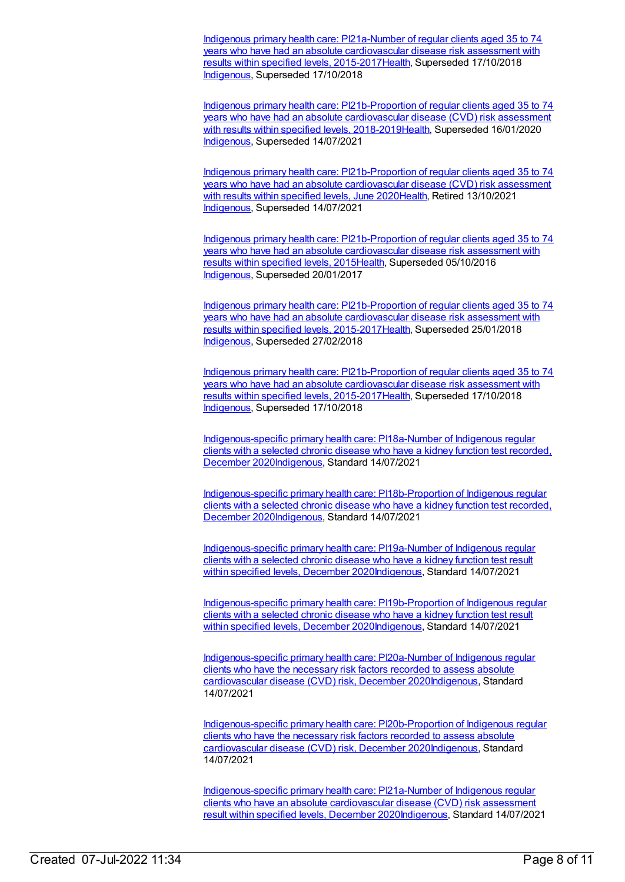Indigenous primary health care: PI21a-Number of regular clients aged 35 to 74 years who have had an absolute cardiovascular disease risk assessment with results within specified levels, 2015-2017Health, Superseded 17/10/2018
Indigenous, Superseded 17/10/2018

Indigenous primary health care: PI21b-Proportion of regular clients aged 35 to 74 years who have had an absolute cardiovascular disease (CVD) risk assessment with results within specified levels, 2018-2019Health, Superseded 16/01/2020
Indigenous, Superseded 14/07/2021

Indigenous primary health care: PI21b-Proportion of regular clients aged 35 to 74 years who have had an absolute cardiovascular disease (CVD) risk assessment with results within specified levels, June 2020Health, Retired 13/10/2021
Indigenous, Superseded 14/07/2021

Indigenous primary health care: PI21b-Proportion of regular clients aged 35 to 74 years who have had an absolute cardiovascular disease risk assessment with results within specified levels, 2015Health, Superseded 05/10/2016
Indigenous, Superseded 20/01/2017

Indigenous primary health care: PI21b-Proportion of regular clients aged 35 to 74 years who have had an absolute cardiovascular disease risk assessment with results within specified levels, 2015-2017Health, Superseded 25/01/2018
Indigenous, Superseded 27/02/2018

Indigenous primary health care: PI21b-Proportion of regular clients aged 35 to 74 years who have had an absolute cardiovascular disease risk assessment with results within specified levels, 2015-2017Health, Superseded 17/10/2018
Indigenous, Superseded 17/10/2018

Indigenous-specific primary health care: PI18a-Number of Indigenous regular clients with a selected chronic disease who have a kidney function test recorded, December 2020Indigenous, Standard 14/07/2021

Indigenous-specific primary health care: PI18b-Proportion of Indigenous regular clients with a selected chronic disease who have a kidney function test recorded, December 2020Indigenous, Standard 14/07/2021

Indigenous-specific primary health care: PI19a-Number of Indigenous regular clients with a selected chronic disease who have a kidney function test result within specified levels, December 2020Indigenous, Standard 14/07/2021

Indigenous-specific primary health care: PI19b-Proportion of Indigenous regular clients with a selected chronic disease who have a kidney function test result within specified levels, December 2020Indigenous, Standard 14/07/2021

Indigenous-specific primary health care: PI20a-Number of Indigenous regular clients who have the necessary risk factors recorded to assess absolute cardiovascular disease (CVD) risk, December 2020Indigenous, Standard 14/07/2021

Indigenous-specific primary health care: PI20b-Proportion of Indigenous regular clients who have the necessary risk factors recorded to assess absolute cardiovascular disease (CVD) risk, December 2020Indigenous, Standard 14/07/2021

Indigenous-specific primary health care: PI21a-Number of Indigenous regular clients who have an absolute cardiovascular disease (CVD) risk assessment result within specified levels, December 2020Indigenous, Standard 14/07/2021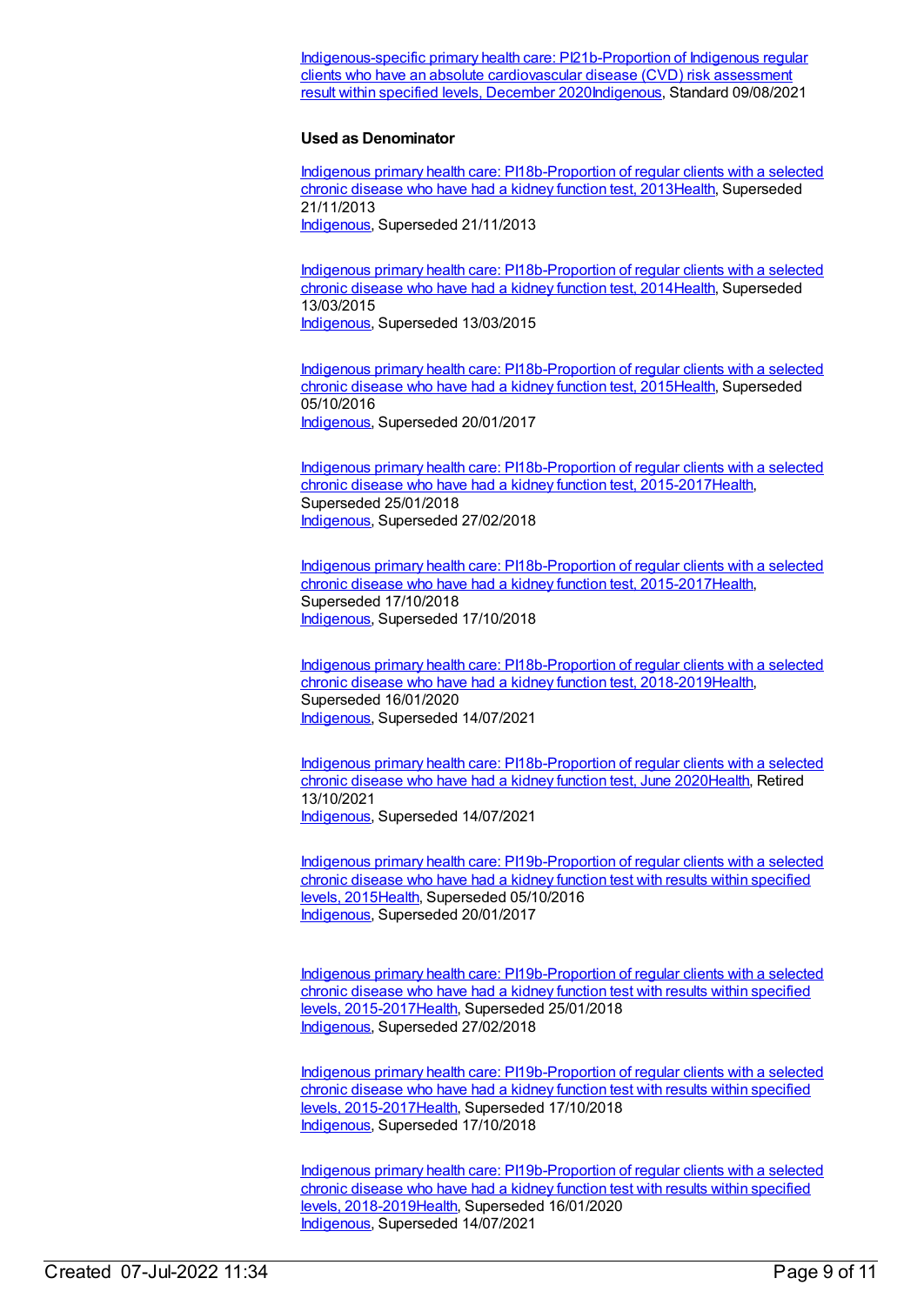Indigenous-specific primary health care: PI21b-Proportion of Indigenous regular clients who have an absolute cardiovascular disease (CVD) risk assessment result within specified levels, December 2020Indigenous, Standard 09/08/2021

**Used as Denominator**

Indigenous primary health care: PI18b-Proportion of regular clients with a selected chronic disease who have had a kidney function test, 2013Health, Superseded 21/11/2013
Indigenous, Superseded 21/11/2013

Indigenous primary health care: PI18b-Proportion of regular clients with a selected chronic disease who have had a kidney function test, 2014Health, Superseded 13/03/2015
Indigenous, Superseded 13/03/2015

Indigenous primary health care: PI18b-Proportion of regular clients with a selected chronic disease who have had a kidney function test, 2015Health, Superseded 05/10/2016
Indigenous, Superseded 20/01/2017

Indigenous primary health care: PI18b-Proportion of regular clients with a selected chronic disease who have had a kidney function test, 2015-2017Health, Superseded 25/01/2018
Indigenous, Superseded 27/02/2018

Indigenous primary health care: PI18b-Proportion of regular clients with a selected chronic disease who have had a kidney function test, 2015-2017Health, Superseded 17/10/2018
Indigenous, Superseded 17/10/2018

Indigenous primary health care: PI18b-Proportion of regular clients with a selected chronic disease who have had a kidney function test, 2018-2019Health, Superseded 16/01/2020
Indigenous, Superseded 14/07/2021

Indigenous primary health care: PI18b-Proportion of regular clients with a selected chronic disease who have had a kidney function test, June 2020Health, Retired 13/10/2021
Indigenous, Superseded 14/07/2021

Indigenous primary health care: PI19b-Proportion of regular clients with a selected chronic disease who have had a kidney function test with results within specified levels, 2015Health, Superseded 05/10/2016
Indigenous, Superseded 20/01/2017

Indigenous primary health care: PI19b-Proportion of regular clients with a selected chronic disease who have had a kidney function test with results within specified levels, 2015-2017Health, Superseded 25/01/2018
Indigenous, Superseded 27/02/2018

Indigenous primary health care: PI19b-Proportion of regular clients with a selected chronic disease who have had a kidney function test with results within specified levels, 2015-2017Health, Superseded 17/10/2018
Indigenous, Superseded 17/10/2018

Indigenous primary health care: PI19b-Proportion of regular clients with a selected chronic disease who have had a kidney function test with results within specified levels, 2018-2019Health, Superseded 16/01/2020
Indigenous, Superseded 14/07/2021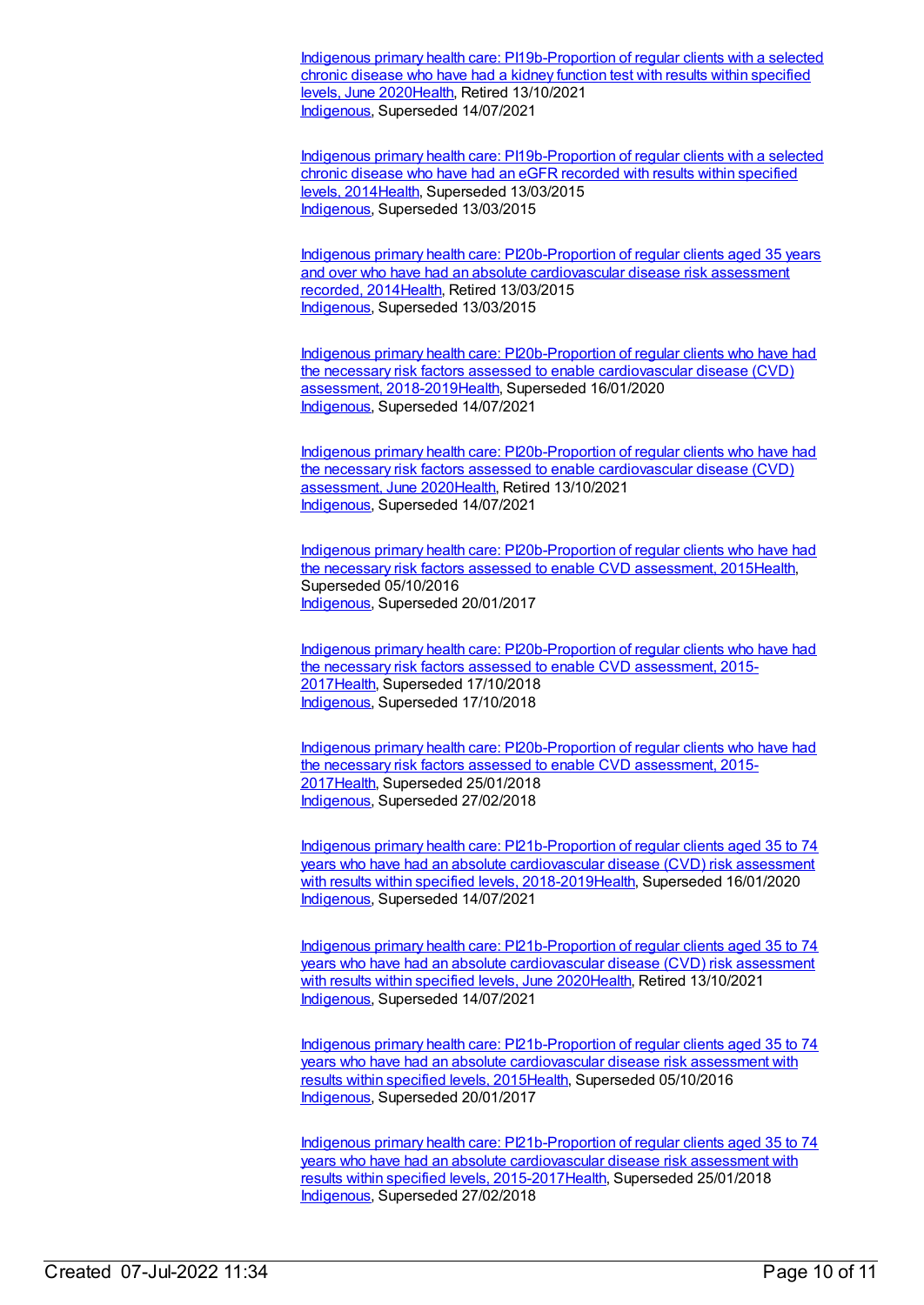Indigenous primary health care: PI19b-Proportion of regular clients with a selected chronic disease who have had a kidney function test with results within specified levels, June 2020Health, Retired 13/10/2021
Indigenous, Superseded 14/07/2021

Indigenous primary health care: PI19b-Proportion of regular clients with a selected chronic disease who have had an eGFR recorded with results within specified levels, 2014Health, Superseded 13/03/2015
Indigenous, Superseded 13/03/2015

Indigenous primary health care: PI20b-Proportion of regular clients aged 35 years and over who have had an absolute cardiovascular disease risk assessment recorded, 2014Health, Retired 13/03/2015
Indigenous, Superseded 13/03/2015

Indigenous primary health care: PI20b-Proportion of regular clients who have had the necessary risk factors assessed to enable cardiovascular disease (CVD) assessment, 2018-2019Health, Superseded 16/01/2020
Indigenous, Superseded 14/07/2021

Indigenous primary health care: PI20b-Proportion of regular clients who have had the necessary risk factors assessed to enable cardiovascular disease (CVD) assessment, June 2020Health, Retired 13/10/2021
Indigenous, Superseded 14/07/2021

Indigenous primary health care: PI20b-Proportion of regular clients who have had the necessary risk factors assessed to enable CVD assessment, 2015Health, Superseded 05/10/2016
Indigenous, Superseded 20/01/2017

Indigenous primary health care: PI20b-Proportion of regular clients who have had the necessary risk factors assessed to enable CVD assessment, 2015-2017Health, Superseded 17/10/2018
Indigenous, Superseded 17/10/2018

Indigenous primary health care: PI20b-Proportion of regular clients who have had the necessary risk factors assessed to enable CVD assessment, 2015-2017Health, Superseded 25/01/2018
Indigenous, Superseded 27/02/2018

Indigenous primary health care: PI21b-Proportion of regular clients aged 35 to 74 years who have had an absolute cardiovascular disease (CVD) risk assessment with results within specified levels, 2018-2019Health, Superseded 16/01/2020
Indigenous, Superseded 14/07/2021

Indigenous primary health care: PI21b-Proportion of regular clients aged 35 to 74 years who have had an absolute cardiovascular disease (CVD) risk assessment with results within specified levels, June 2020Health, Retired 13/10/2021
Indigenous, Superseded 14/07/2021

Indigenous primary health care: PI21b-Proportion of regular clients aged 35 to 74 years who have had an absolute cardiovascular disease risk assessment with results within specified levels, 2015Health, Superseded 05/10/2016
Indigenous, Superseded 20/01/2017

Indigenous primary health care: PI21b-Proportion of regular clients aged 35 to 74 years who have had an absolute cardiovascular disease risk assessment with results within specified levels, 2015-2017Health, Superseded 25/01/2018
Indigenous, Superseded 27/02/2018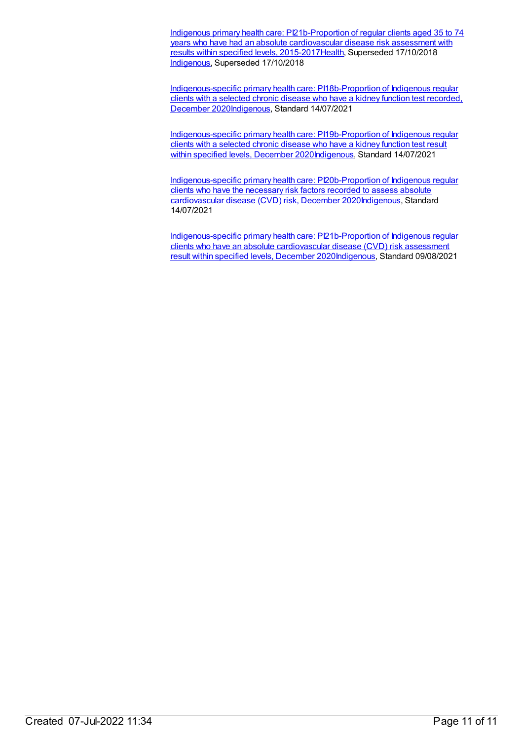Indigenous primary health care: PI21b-Proportion of regular clients aged 35 to 74 years who have had an absolute cardiovascular disease risk assessment with results within specified levels, 2015-2017Health, Superseded 17/10/2018
Indigenous, Superseded 17/10/2018

Indigenous-specific primary health care: PI18b-Proportion of Indigenous regular clients with a selected chronic disease who have a kidney function test recorded, December 2020Indigenous, Standard 14/07/2021

Indigenous-specific primary health care: PI19b-Proportion of Indigenous regular clients with a selected chronic disease who have a kidney function test result within specified levels, December 2020Indigenous, Standard 14/07/2021

Indigenous-specific primary health care: PI20b-Proportion of Indigenous regular clients who have the necessary risk factors recorded to assess absolute cardiovascular disease (CVD) risk, December 2020Indigenous, Standard 14/07/2021

Indigenous-specific primary health care: PI21b-Proportion of Indigenous regular clients who have an absolute cardiovascular disease (CVD) risk assessment result within specified levels, December 2020Indigenous, Standard 09/08/2021